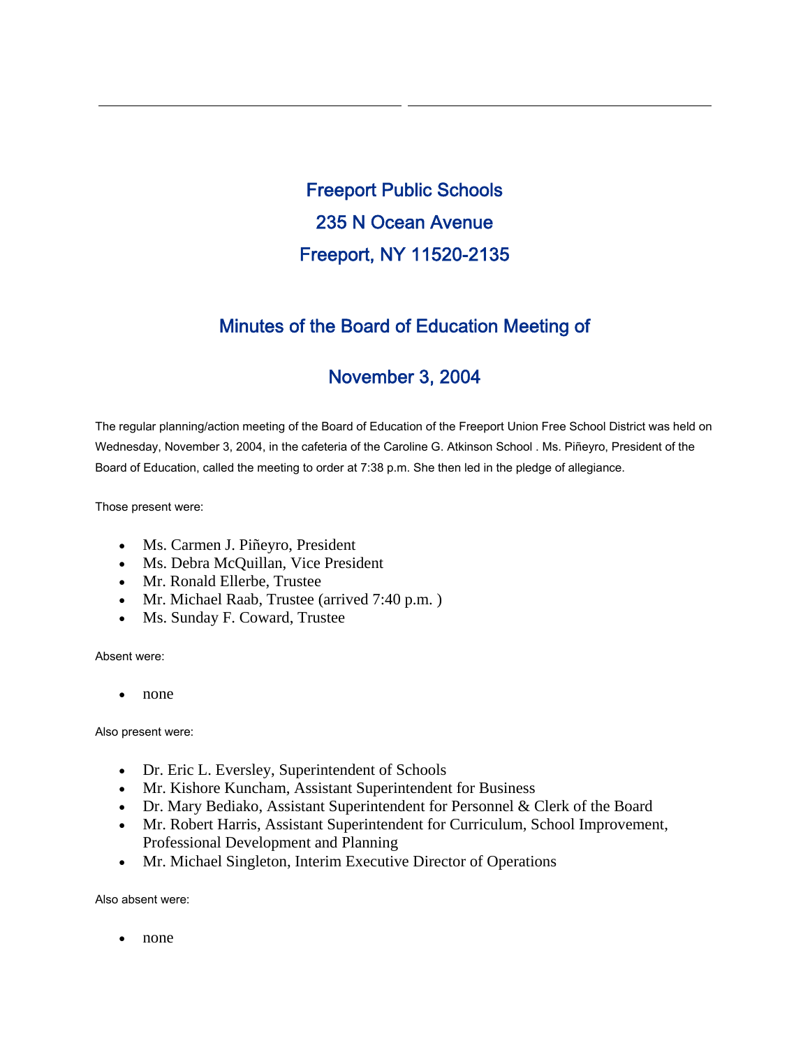# Freeport Public Schools

## 235 N Ocean Avenue

## Freeport, NY 11520-2135

## Minutes of the Board of Education Meeting of

## November 3, 2004

The regular planning/action meeting of the Board of Education of the Freeport Union Free School District was held on Wednesday, November 3, 2004, in the cafeteria of the Caroline G. Atkinson School . Ms. Piñeyro, President of the Board of Education, called the meeting to order at 7:38 p.m. She then led in the pledge of allegiance.

Those present were:

- Ms. Carmen J. Piñeyro, President
- Ms. Debra McQuillan, Vice President
- Mr. Ronald Ellerbe, Trustee
- Mr. Michael Raab, Trustee (arrived 7:40 p.m. )
- Ms. Sunday F. Coward, Trustee

Absent were:

- none

Also present were:

- Dr. Eric L. Eversley, Superintendent of Schools
- Mr. Kishore Kuncham, Assistant Superintendent for Business
- Dr. Mary Bediako, Assistant Superintendent for Personnel & Clerk of the Board
- Mr. Robert Harris, Assistant Superintendent for Curriculum, School Improvement, Professional Development and Planning
- Mr. Michael Singleton, Interim Executive Director of Operations

Also absent were:

- none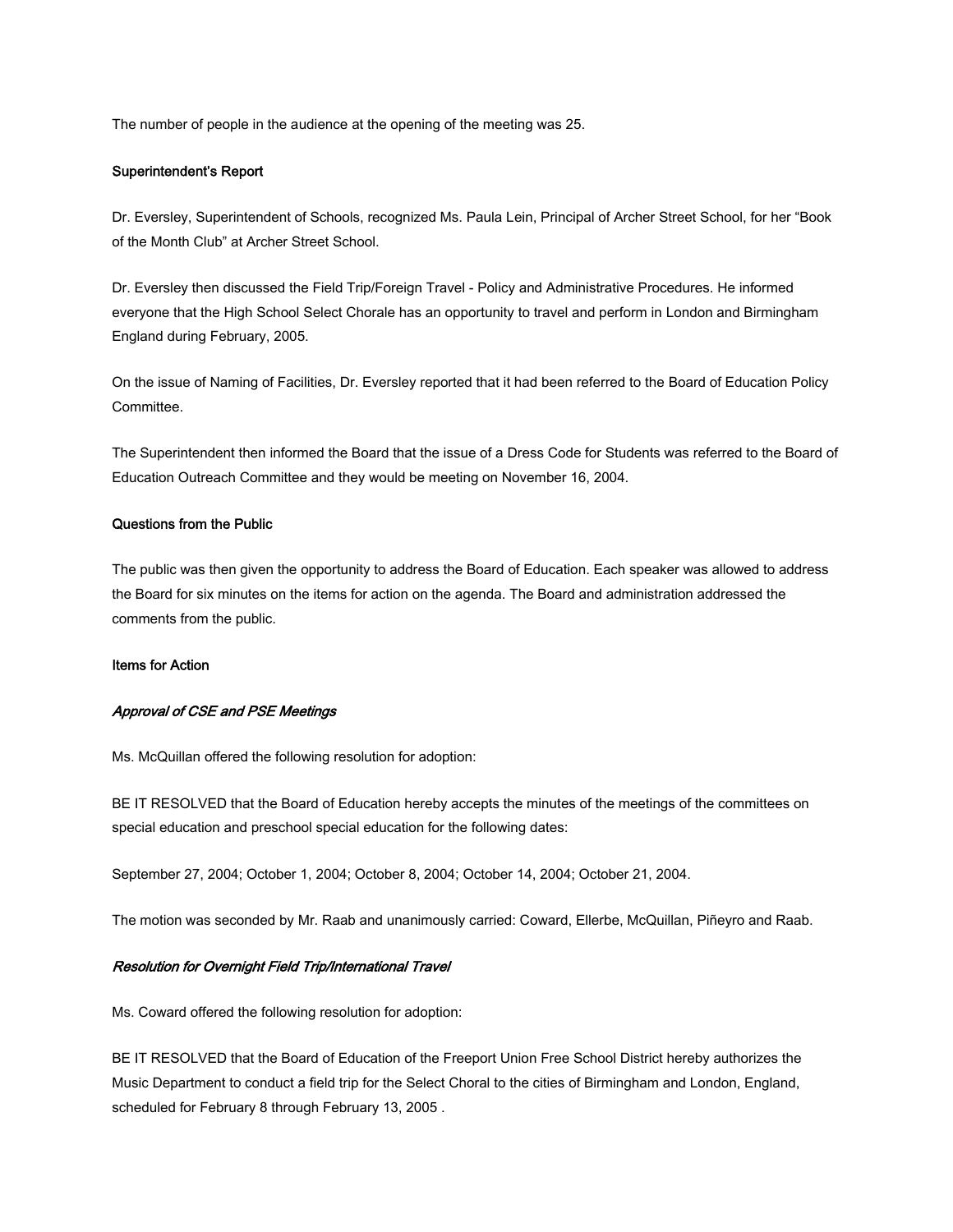The number of people in the audience at the opening of the meeting was 25.

**Superintendent's Report**

Dr. Eversley, Superintendent of Schools, recognized Ms. Paula Lein, Principal of Archer Street School, for her "Book of the Month Club" at Archer Street School.

Dr. Eversley then discussed the Field Trip/Foreign Travel - Policy and Administrative Procedures. He informed everyone that the High School Select Chorale has an opportunity to travel and perform in London and Birmingham England during February, 2005.

On the issue of Naming of Facilities, Dr. Eversley reported that it had been referred to the Board of Education Policy Committee.

The Superintendent then informed the Board that the issue of a Dress Code for Students was referred to the Board of Education Outreach Committee and they would be meeting on November 16, 2004.

**Questions from the Public**

The public was then given the opportunity to address the Board of Education. Each speaker was allowed to address the Board for six minutes on the items for action on the agenda. The Board and administration addressed the comments from the public.

**Items for Action**

***Approval of CSE and PSE Meetings***

Ms. McQuillan offered the following resolution for adoption:

BE IT RESOLVED that the Board of Education hereby accepts the minutes of the meetings of the committees on special education and preschool special education for the following dates:

September 27, 2004; October 1, 2004; October 8, 2004; October 14, 2004; October 21, 2004.

The motion was seconded by Mr. Raab and unanimously carried: Coward, Ellerbe, McQuillan, Piñeyro and Raab.

***Resolution for Overnight Field Trip/International Travel***

Ms. Coward offered the following resolution for adoption:

BE IT RESOLVED that the Board of Education of the Freeport Union Free School District hereby authorizes the Music Department to conduct a field trip for the Select Choral to the cities of Birmingham and London, England, scheduled for February 8 through February 13, 2005 .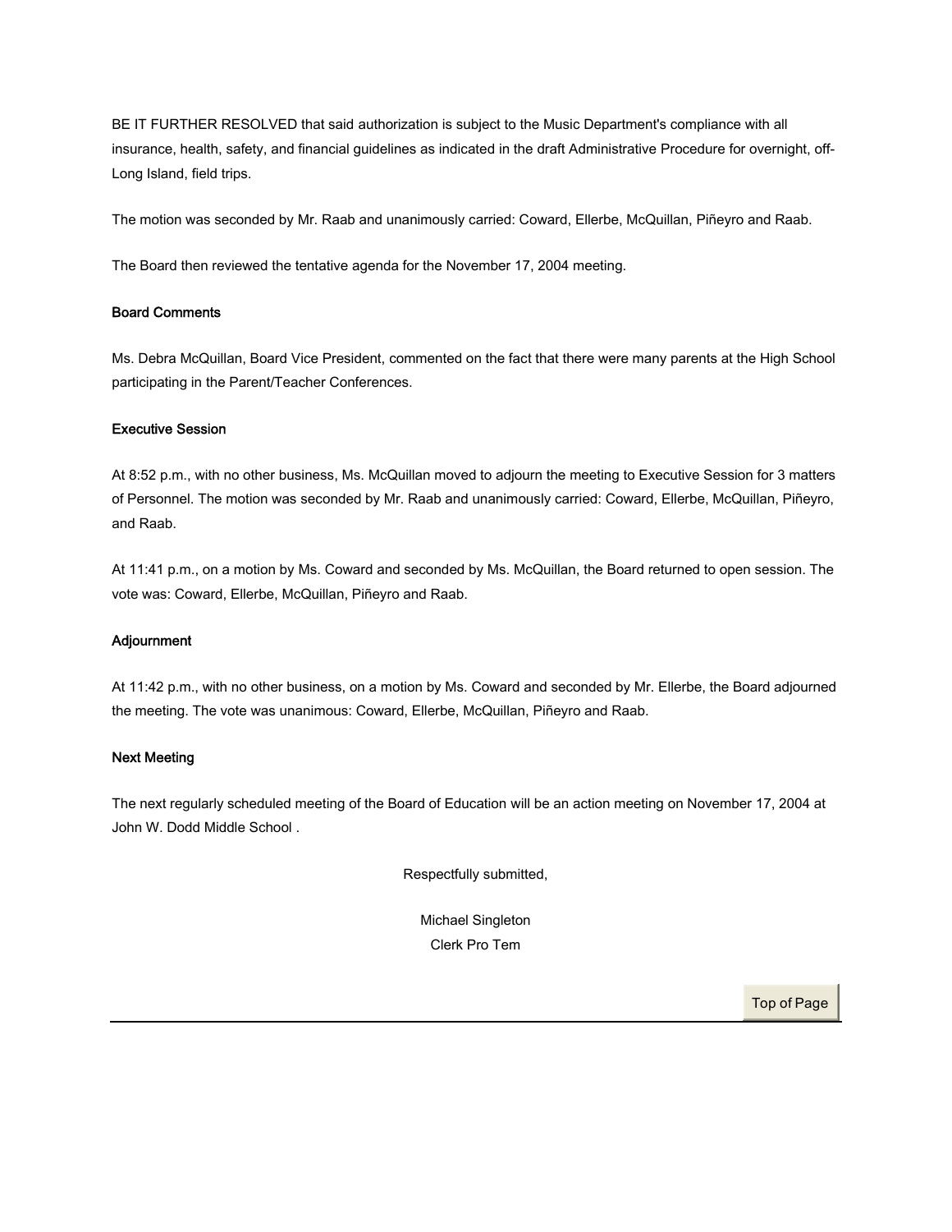BE IT FURTHER RESOLVED that said authorization is subject to the Music Department's compliance with all insurance, health, safety, and financial guidelines as indicated in the draft Administrative Procedure for overnight, off-Long Island, field trips.

The motion was seconded by Mr. Raab and unanimously carried: Coward, Ellerbe, McQuillan, Piñeyro and Raab.

The Board then reviewed the tentative agenda for the November 17, 2004 meeting.

**Board Comments**

Ms. Debra McQuillan, Board Vice President, commented on the fact that there were many parents at the High School participating in the Parent/Teacher Conferences.

**Executive Session**

At 8:52 p.m., with no other business, Ms. McQuillan moved to adjourn the meeting to Executive Session for 3 matters of Personnel. The motion was seconded by Mr. Raab and unanimously carried: Coward, Ellerbe, McQuillan, Piñeyro, and Raab.

At 11:41 p.m., on a motion by Ms. Coward and seconded by Ms. McQuillan, the Board returned to open session. The vote was: Coward, Ellerbe, McQuillan, Piñeyro and Raab.

**Adjournment**

At 11:42 p.m., with no other business, on a motion by Ms. Coward and seconded by Mr. Ellerbe, the Board adjourned the meeting. The vote was unanimous: Coward, Ellerbe, McQuillan, Piñeyro and Raab.

**Next Meeting**

The next regularly scheduled meeting of the Board of Education will be an action meeting on November 17, 2004 at John W. Dodd Middle School .

Respectfully submitted,

Michael Singleton
Clerk Pro Tem

Top of Page

---